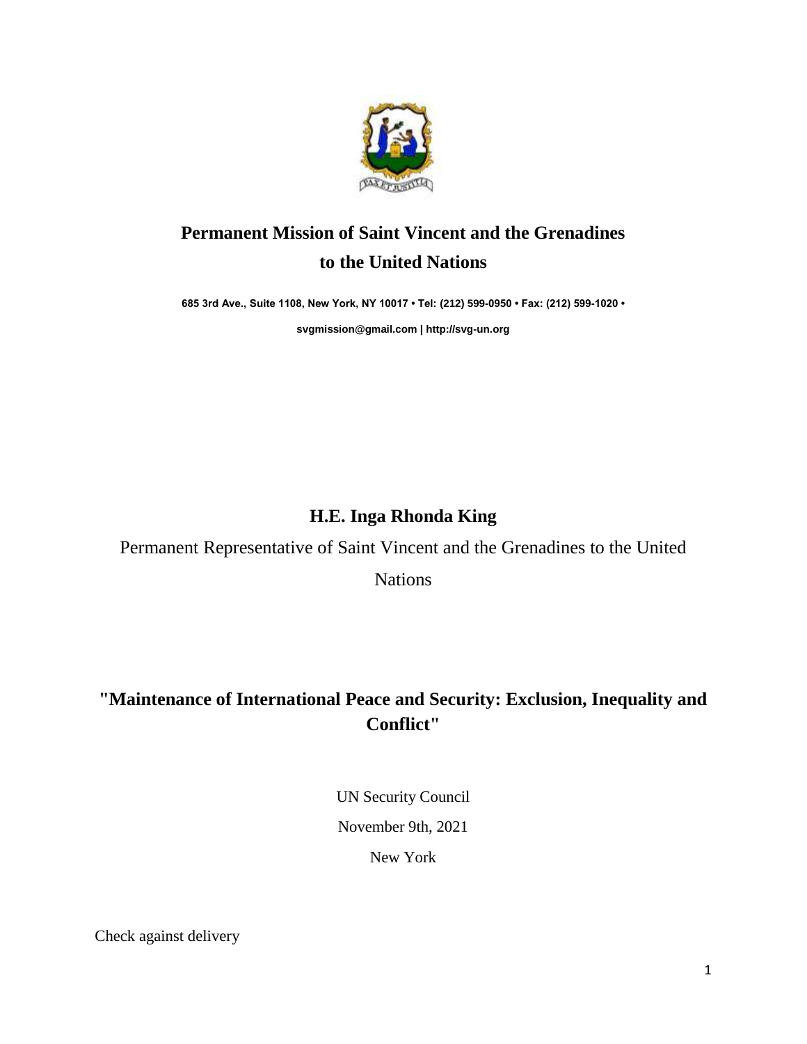**Permanent Mission of Saint Vincent and the Grenadines to the United Nations**

**685 3rd Ave., Suite 1108, New York, NY 10017 • Tel: (212) 599-0950 • Fax: (212) 599-1020 •**

**svgmission@gmail.com | http://svg-un.org**

**H.E. Inga Rhonda King**

Permanent Representative of Saint Vincent and the Grenadines to the United Nations

# "Maintenance of International Peace and Security: Exclusion, Inequality and Conflict"

UN Security Council

November 9th, 2021

New York

Check against delivery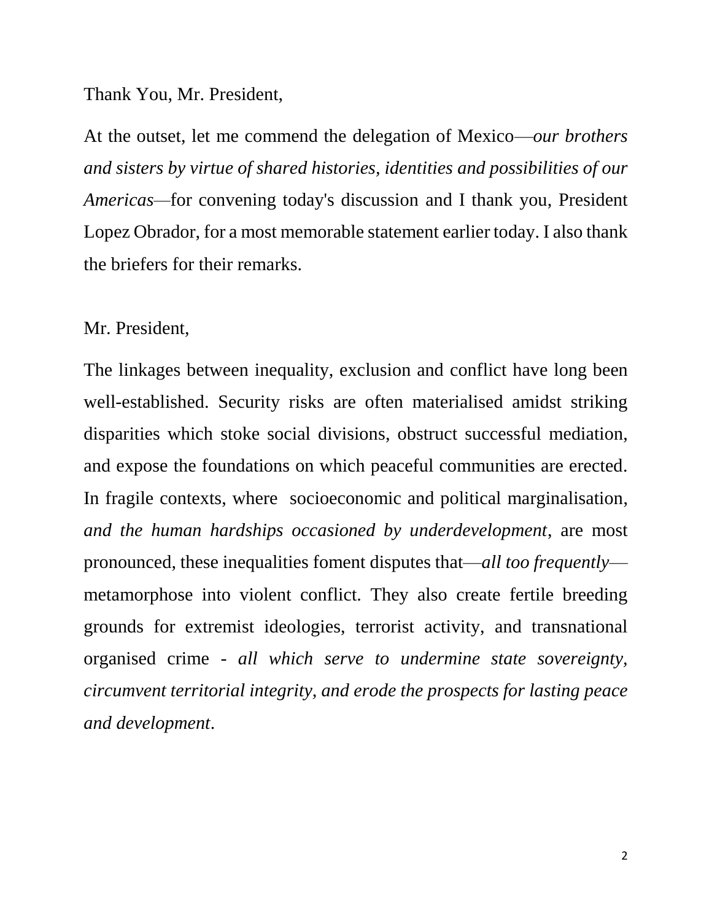Thank You, Mr. President,

At the outset, let me commend the delegation of Mexico—*our brothers and sisters by virtue of shared histories, identities and possibilities of our Americas*—for convening today's discussion and I thank you, President Lopez Obrador, for a most memorable statement earlier today. I also thank the briefers for their remarks.

Mr. President,

The linkages between inequality, exclusion and conflict have long been well-established. Security risks are often materialised amidst striking disparities which stoke social divisions, obstruct successful mediation, and expose the foundations on which peaceful communities are erected. In fragile contexts, where socioeconomic and political marginalisation, *and the human hardships occasioned by underdevelopment*, are most pronounced, these inequalities foment disputes that—*all too frequently*—metamorphose into violent conflict. They also create fertile breeding grounds for extremist ideologies, terrorist activity, and transnational organised crime - *all which serve to undermine state sovereignty, circumvent territorial integrity, and erode the prospects for lasting peace and development*.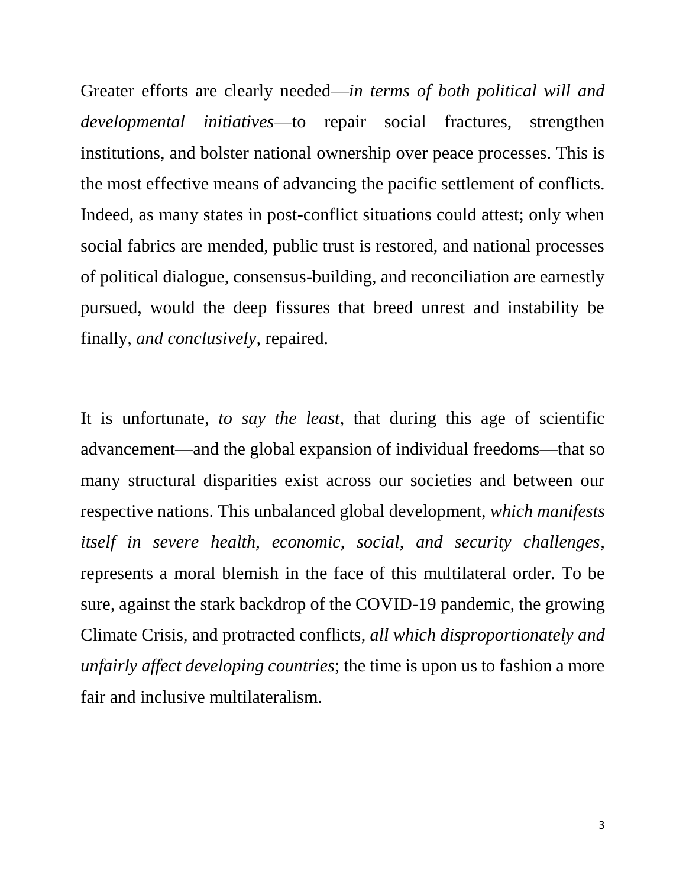Greater efforts are clearly needed—*in terms of both political will and developmental initiatives*—to repair social fractures, strengthen institutions, and bolster national ownership over peace processes. This is the most effective means of advancing the pacific settlement of conflicts. Indeed, as many states in post-conflict situations could attest; only when social fabrics are mended, public trust is restored, and national processes of political dialogue, consensus-building, and reconciliation are earnestly pursued, would the deep fissures that breed unrest and instability be finally, *and conclusively*, repaired.

It is unfortunate, *to say the least*, that during this age of scientific advancement—and the global expansion of individual freedoms—that so many structural disparities exist across our societies and between our respective nations. This unbalanced global development, *which manifests itself in severe health, economic, social, and security challenges*, represents a moral blemish in the face of this multilateral order. To be sure, against the stark backdrop of the COVID-19 pandemic, the growing Climate Crisis, and protracted conflicts, *all which disproportionately and unfairly affect developing countries*; the time is upon us to fashion a more fair and inclusive multilateralism.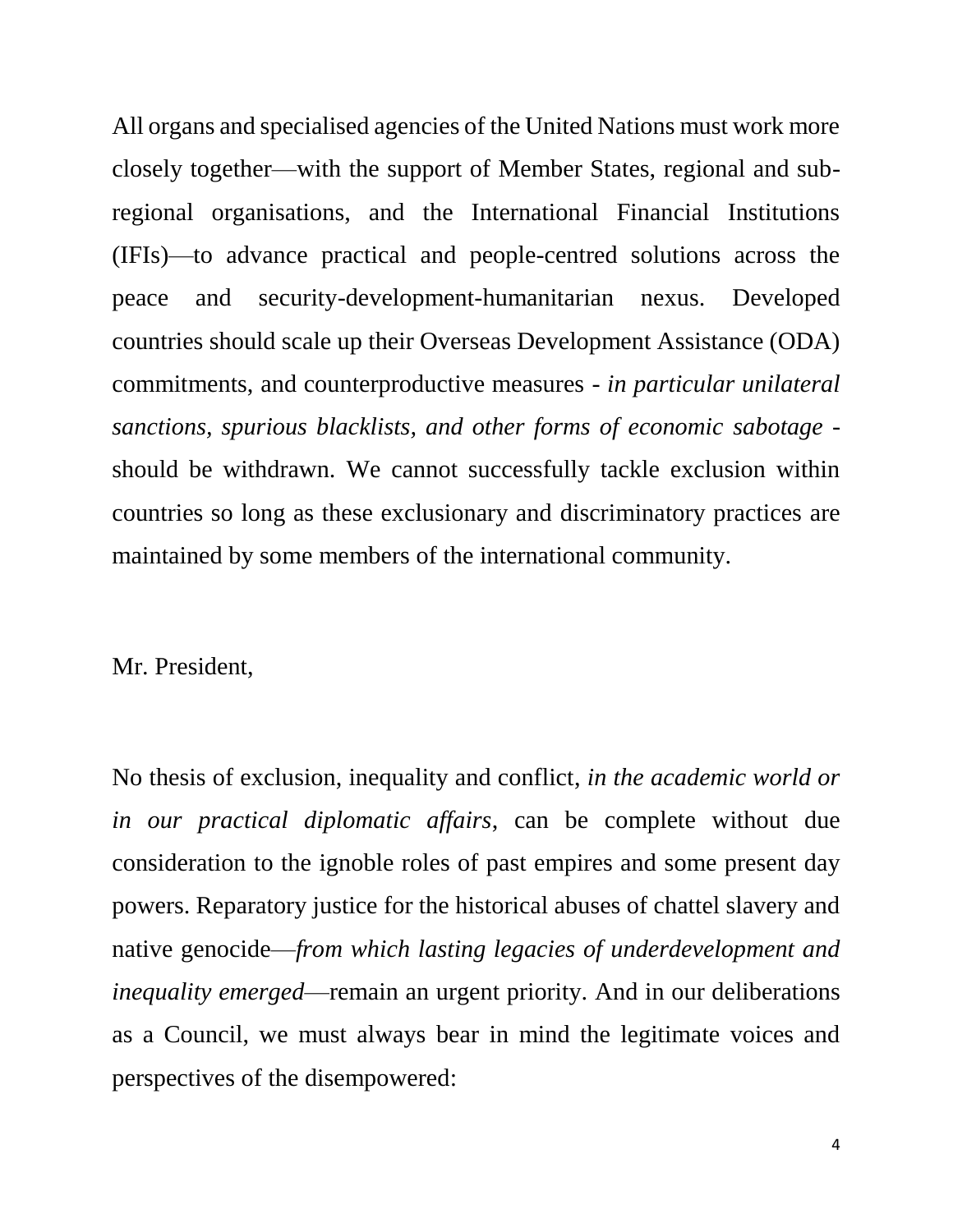All organs and specialised agencies of the United Nations must work more closely together—with the support of Member States, regional and sub-regional organisations, and the International Financial Institutions (IFIs)—to advance practical and people-centred solutions across the peace and security-development-humanitarian nexus. Developed countries should scale up their Overseas Development Assistance (ODA) commitments, and counterproductive measures - *in particular unilateral sanctions, spurious blacklists, and other forms of economic sabotage* - should be withdrawn. We cannot successfully tackle exclusion within countries so long as these exclusionary and discriminatory practices are maintained by some members of the international community.

Mr. President,

No thesis of exclusion, inequality and conflict, *in the academic world or in our practical diplomatic affairs*, can be complete without due consideration to the ignoble roles of past empires and some present day powers. Reparatory justice for the historical abuses of chattel slavery and native genocide—*from which lasting legacies of underdevelopment and inequality emerged*—remain an urgent priority. And in our deliberations as a Council, we must always bear in mind the legitimate voices and perspectives of the disempowered: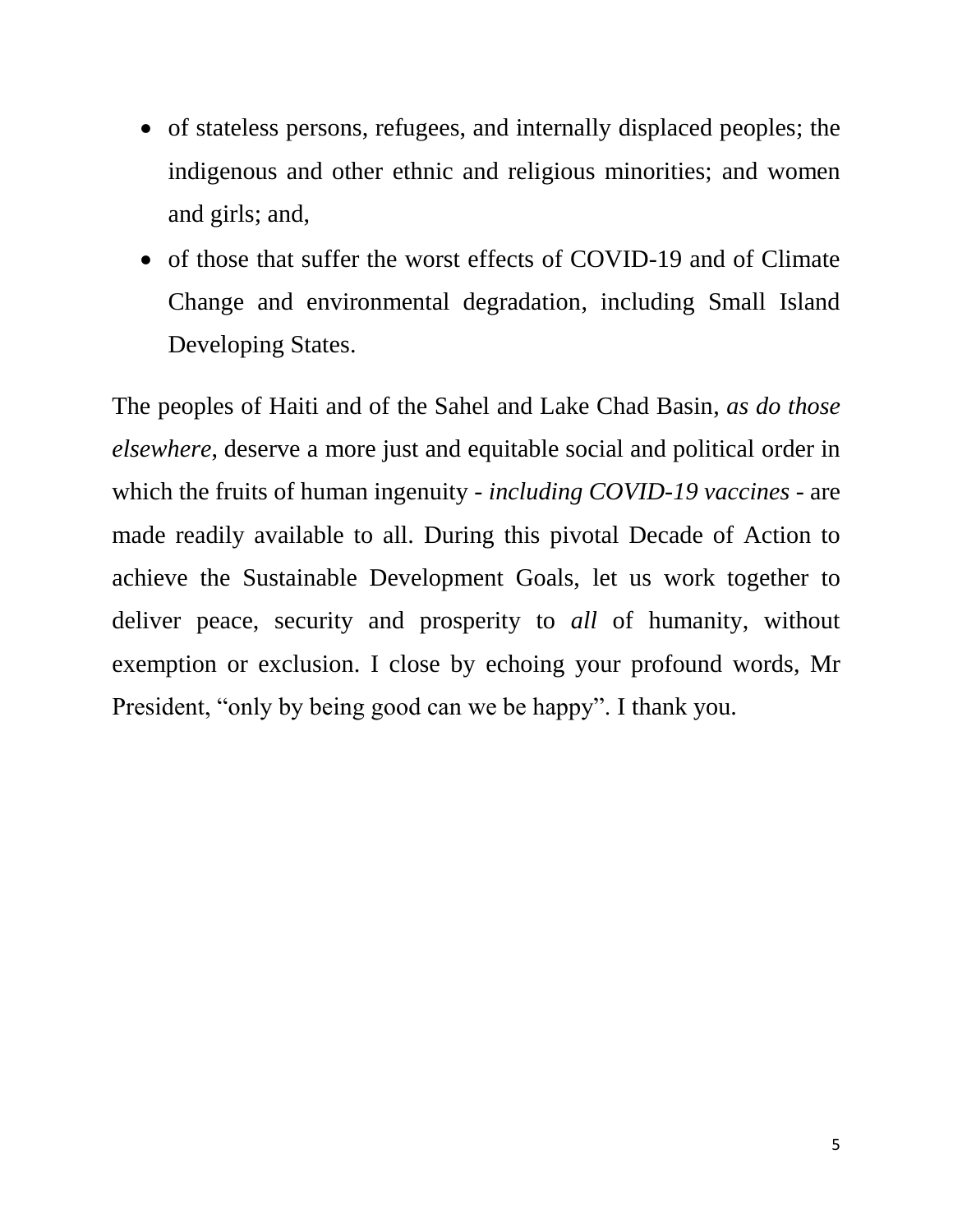- of stateless persons, refugees, and internally displaced peoples; the indigenous and other ethnic and religious minorities; and women and girls; and,
- of those that suffer the worst effects of COVID-19 and of Climate Change and environmental degradation, including Small Island Developing States.

The peoples of Haiti and of the Sahel and Lake Chad Basin, *as do those elsewhere*, deserve a more just and equitable social and political order in which the fruits of human ingenuity - *including COVID-19 vaccines* - are made readily available to all. During this pivotal Decade of Action to achieve the Sustainable Development Goals, let us work together to deliver peace, security and prosperity to *all* of humanity, without exemption or exclusion. I close by echoing your profound words, Mr President, "only by being good can we be happy". I thank you.